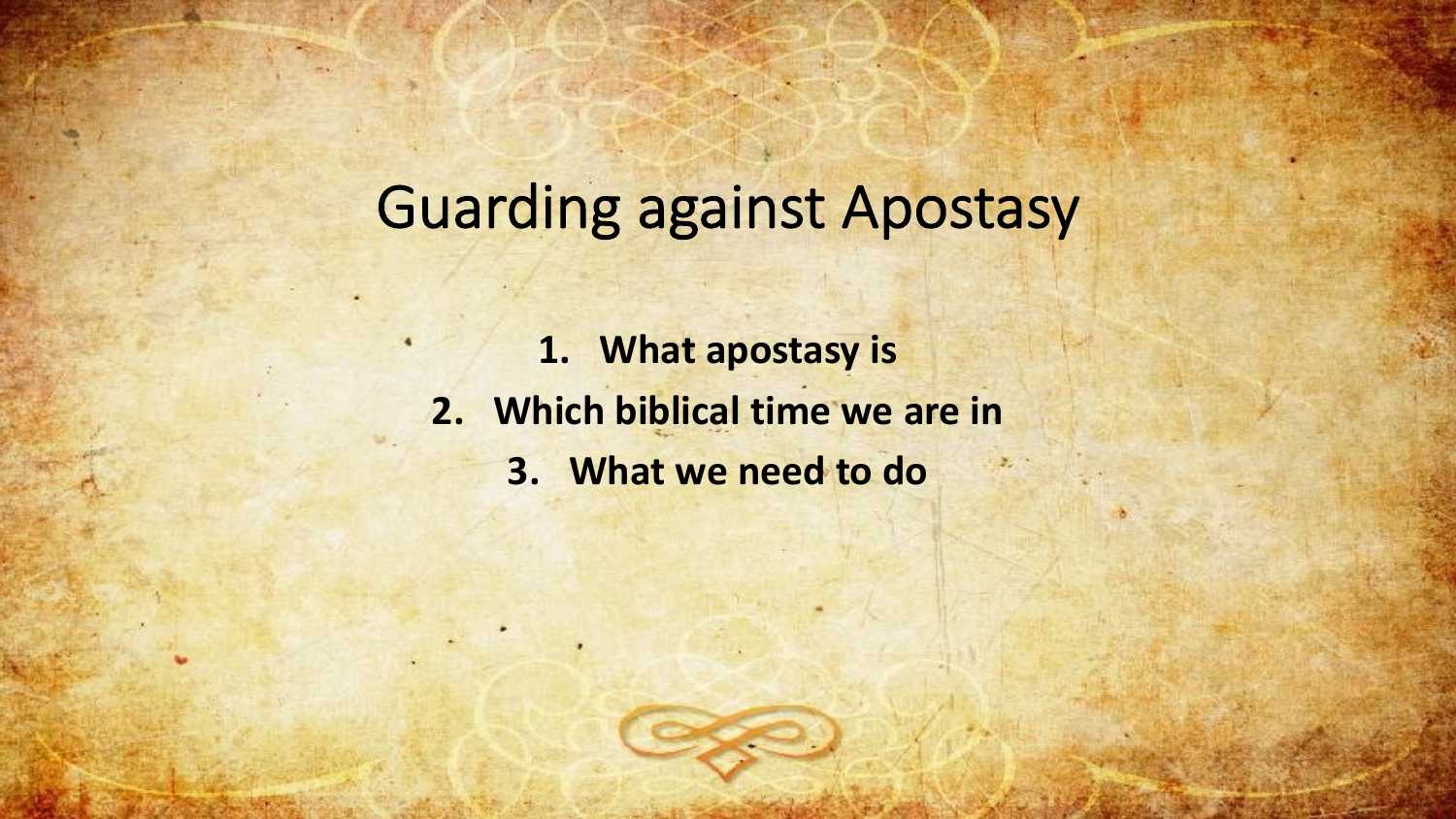# Guarding against Apostasy

1. **What apostasy is**
2. **Which biblical time we are in**
3. **What we need to do**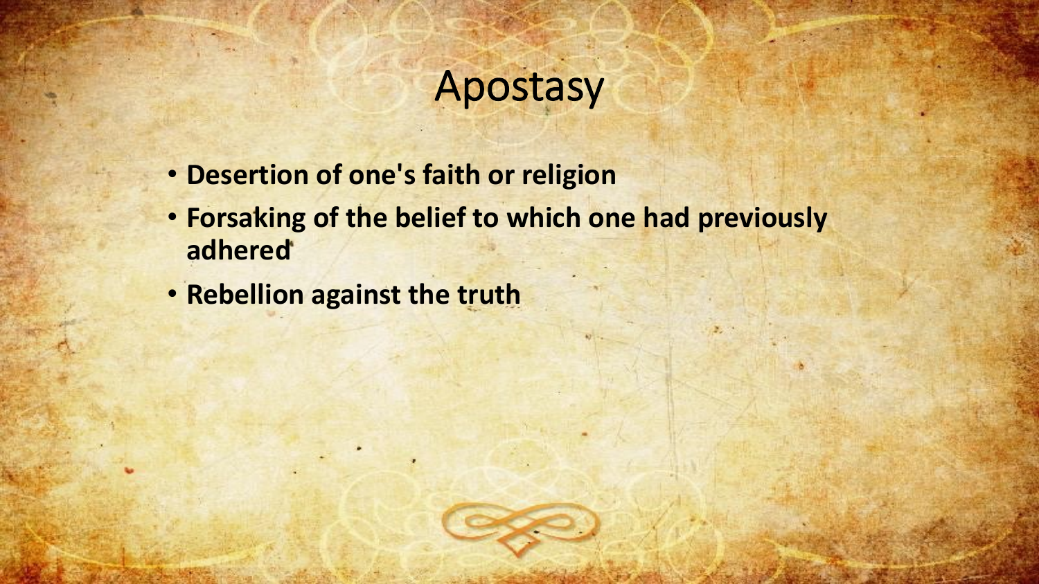# Apostasy

- **Desertion of one's faith or religion**
- **Forsaking of the belief to which one had previously adhered**
- **Rebellion against the truth**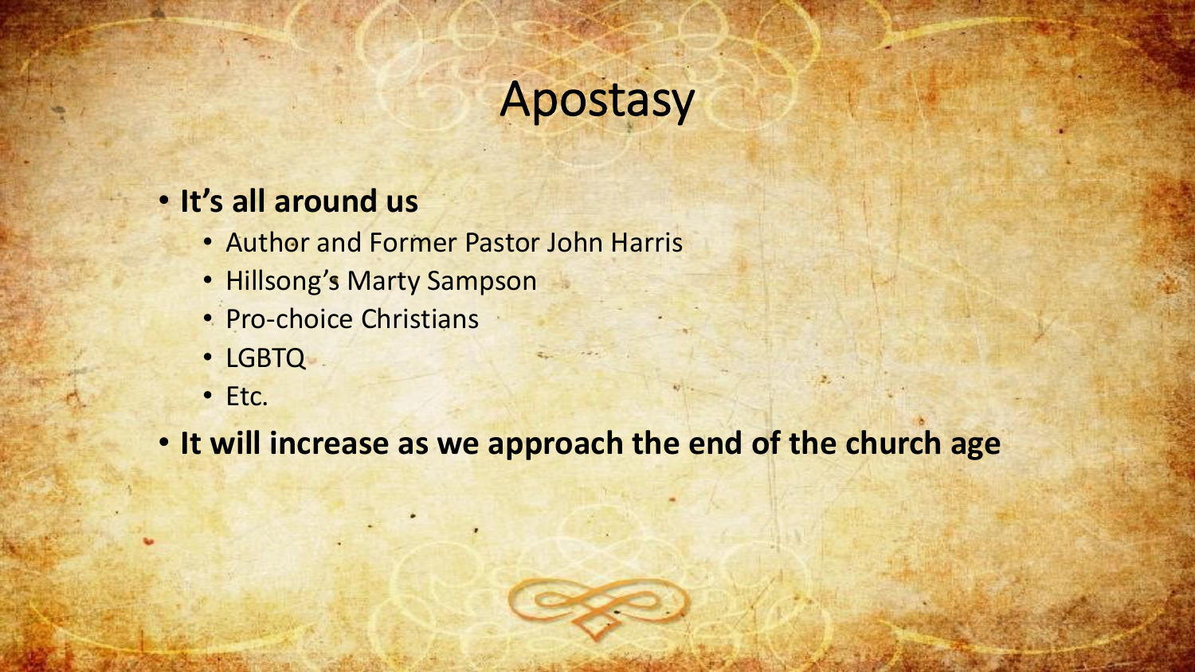# Apostasy

- **It's all around us**
  - Author and Former Pastor John Harris
  - Hillsong's Marty Sampson
  - Pro-choice Christians
  - LGBTQ
  - Etc.
- **It will increase as we approach the end of the church age**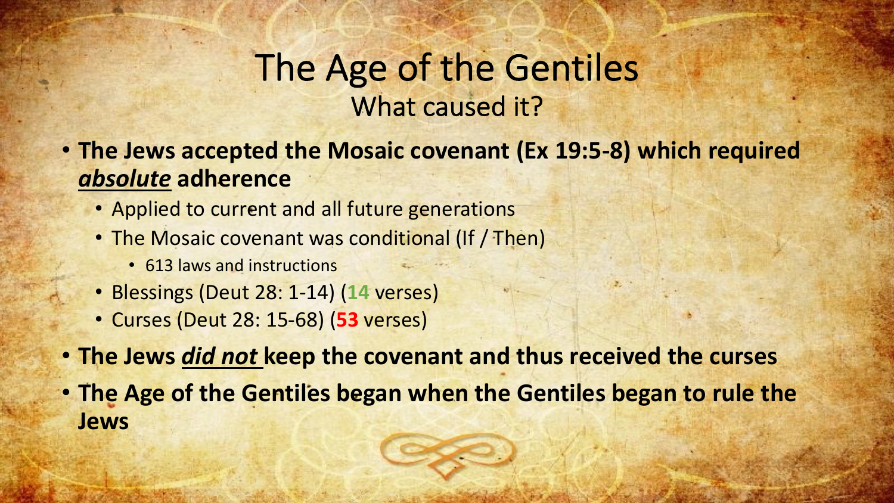# The Age of the Gentiles

## What caused it?

- **The Jews accepted the Mosaic covenant (Ex 19:5-8) which required *absolute* adherence**
  - Applied to current and all future generations
  - The Mosaic covenant was conditional (If / Then)
    - 613 laws and instructions
  - Blessings (Deut 28: 1-14) (**14** verses)
  - Curses (Deut 28: 15-68) (**53** verses)
- **The Jews *did not* keep the covenant and thus received the curses**
- **The Age of the Gentiles began when the Gentiles began to rule the Jews**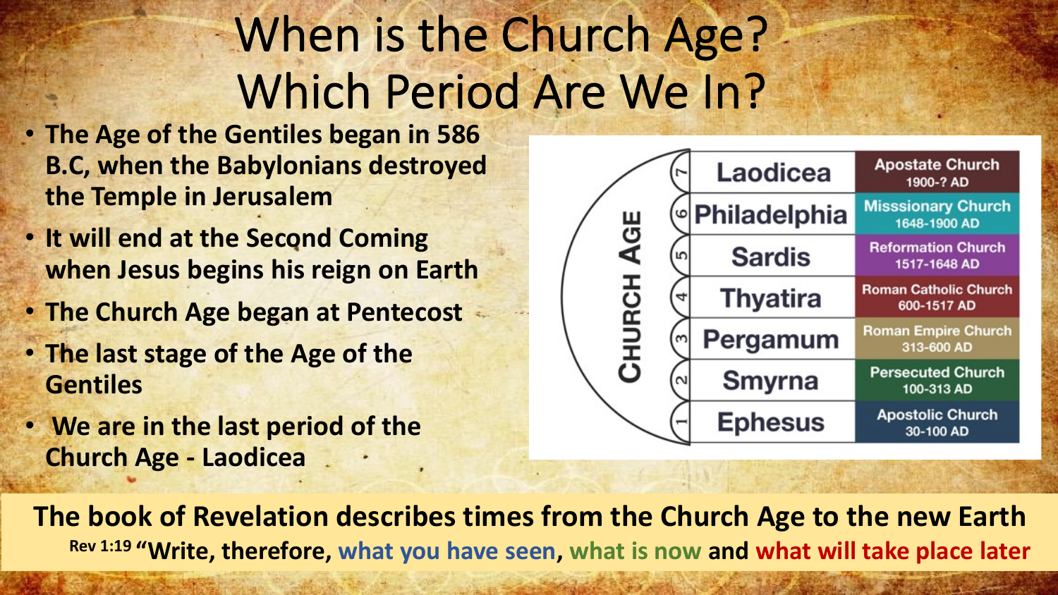# When is the Church Age? Which Period Are We In?

- **The Age of the Gentiles began in 586 B.C, when the Babylonians destroyed the Temple in Jerusalem**
- **It will end at the Second Coming when Jesus begins his reign on Earth**
- **The Church Age began at Pentecost**
- **The last stage of the Age of the Gentiles**
- **We are in the last period of the Church Age - Laodicea**

**CHURCH AGE**

| # | Church | Period |
|---|---|---|
| 7 | Laodicea | Apostate Church 1900-? AD |
| 6 | Philadelphia | Misssionary Church 1648-1900 AD |
| 5 | Sardis | Reformation Church 1517-1648 AD |
| 4 | Thyatira | Roman Catholic Church 600-1517 AD |
| 3 | Pergamum | Roman Empire Church 313-600 AD |
| 2 | Smyrna | Persecuted Church 100-313 AD |
| 1 | Ephesus | Apostolic Church 30-100 AD |

**The book of Revelation describes times from the Church Age to the new Earth**

**Rev 1:19 "Write, therefore, what you have seen, what is now and what will take place later**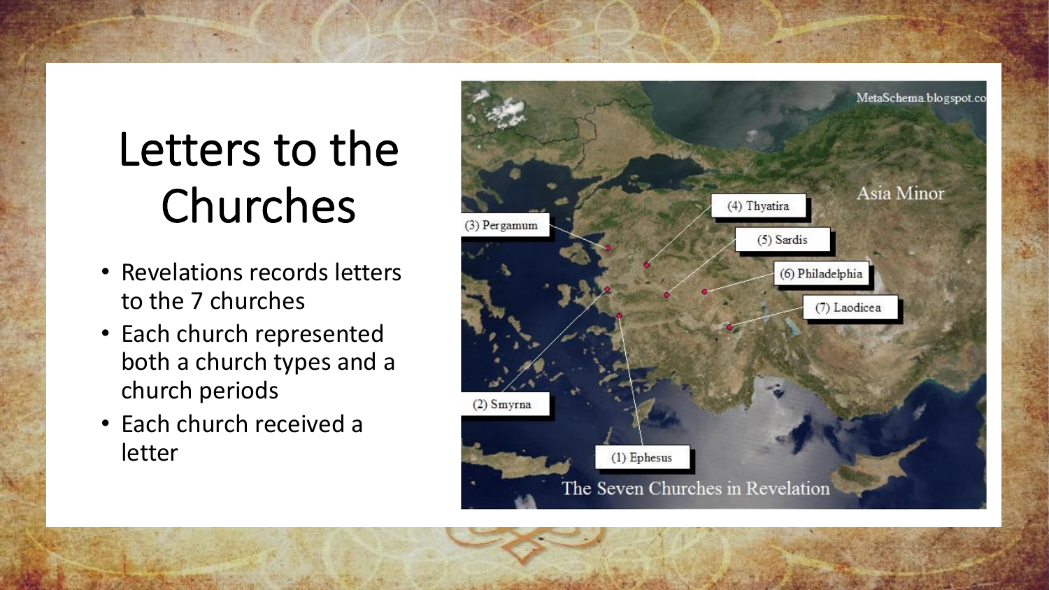# Letters to the Churches

- Revelations records letters to the 7 churches
- Each church represented both a church types and a church periods
- Each church received a letter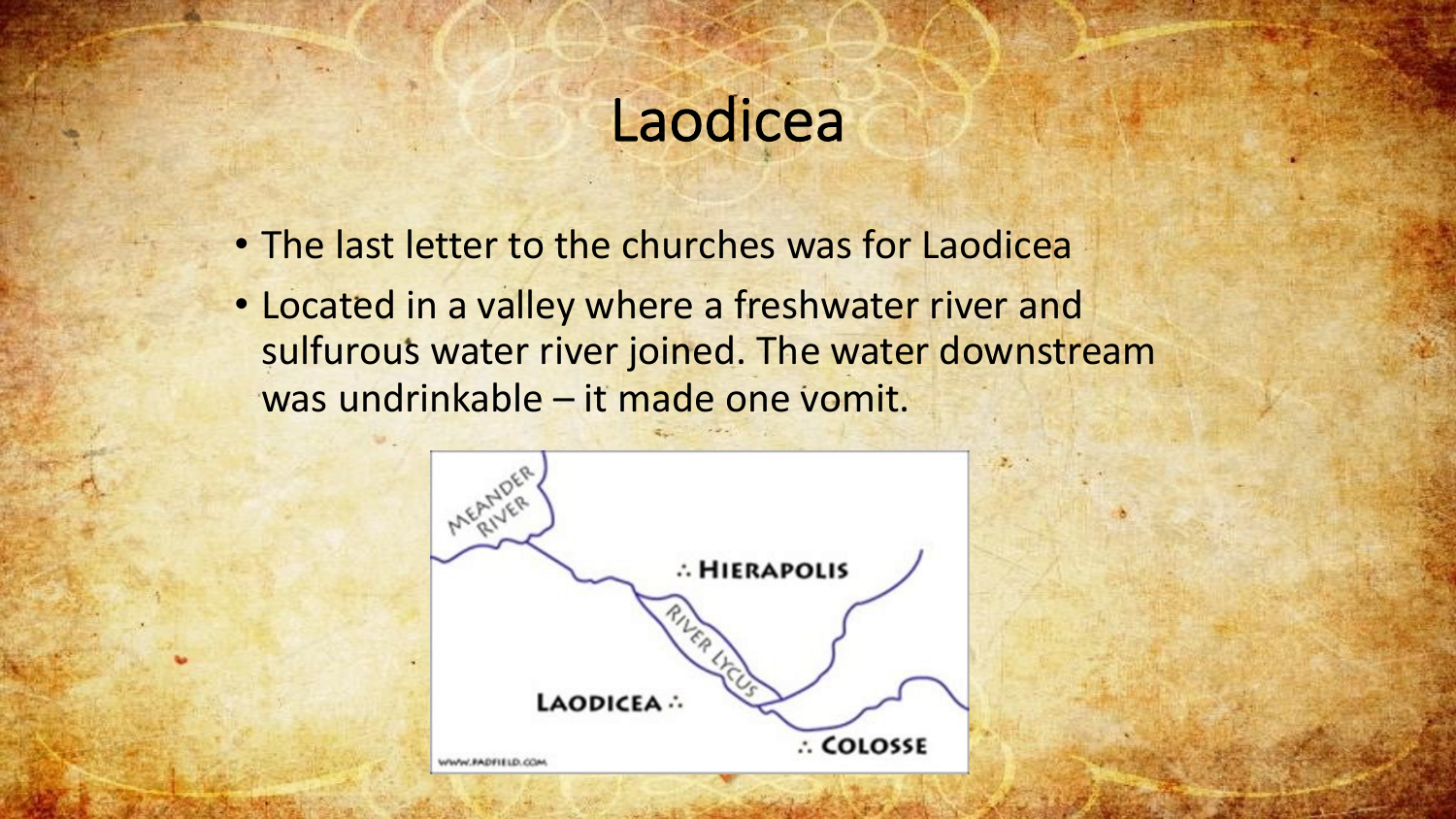# Laodicea

- The last letter to the churches was for Laodicea
- Located in a valley where a freshwater river and sulfurous water river joined. The water downstream was undrinkable – it made one vomit.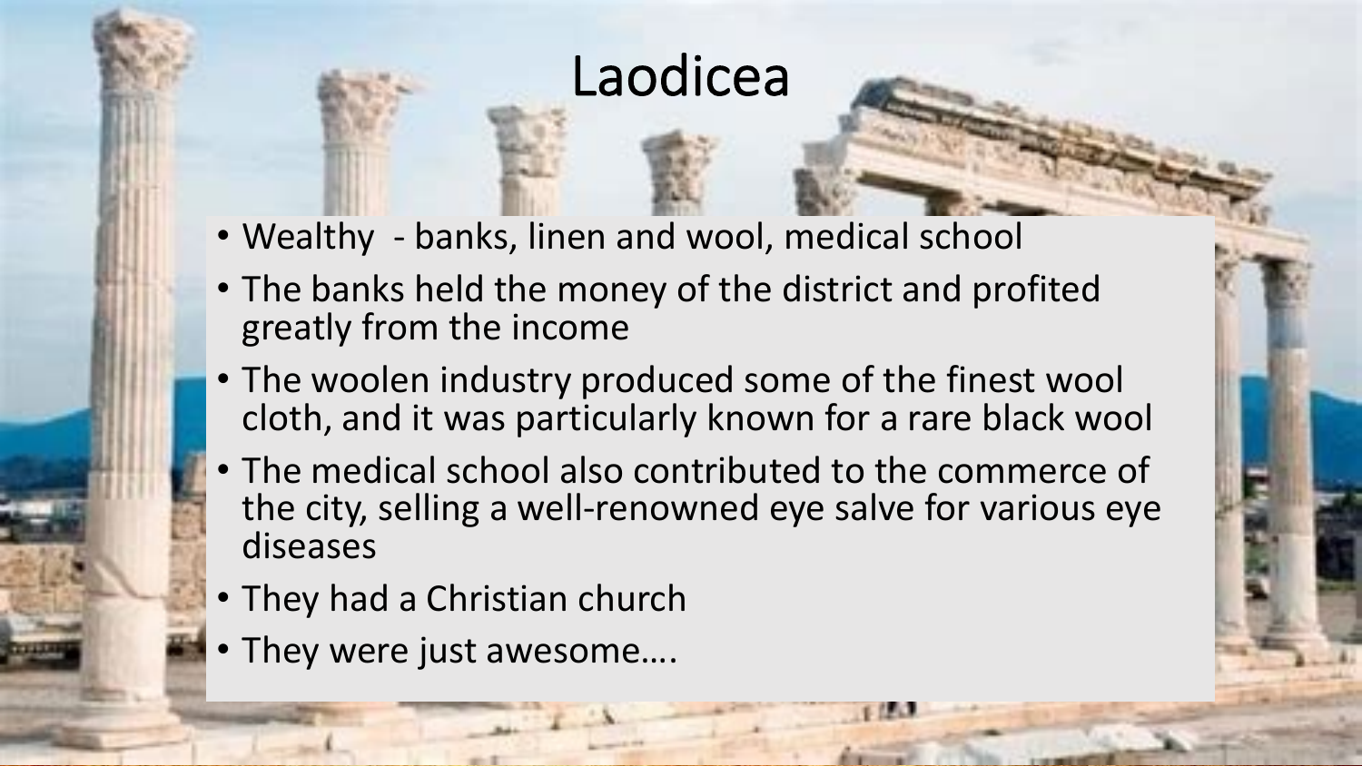# Laodicea

- Wealthy - banks, linen and wool, medical school
- The banks held the money of the district and profited greatly from the income
- The woolen industry produced some of the finest wool cloth, and it was particularly known for a rare black wool
- The medical school also contributed to the commerce of the city, selling a well-renowned eye salve for various eye diseases
- They had a Christian church
- They were just awesome….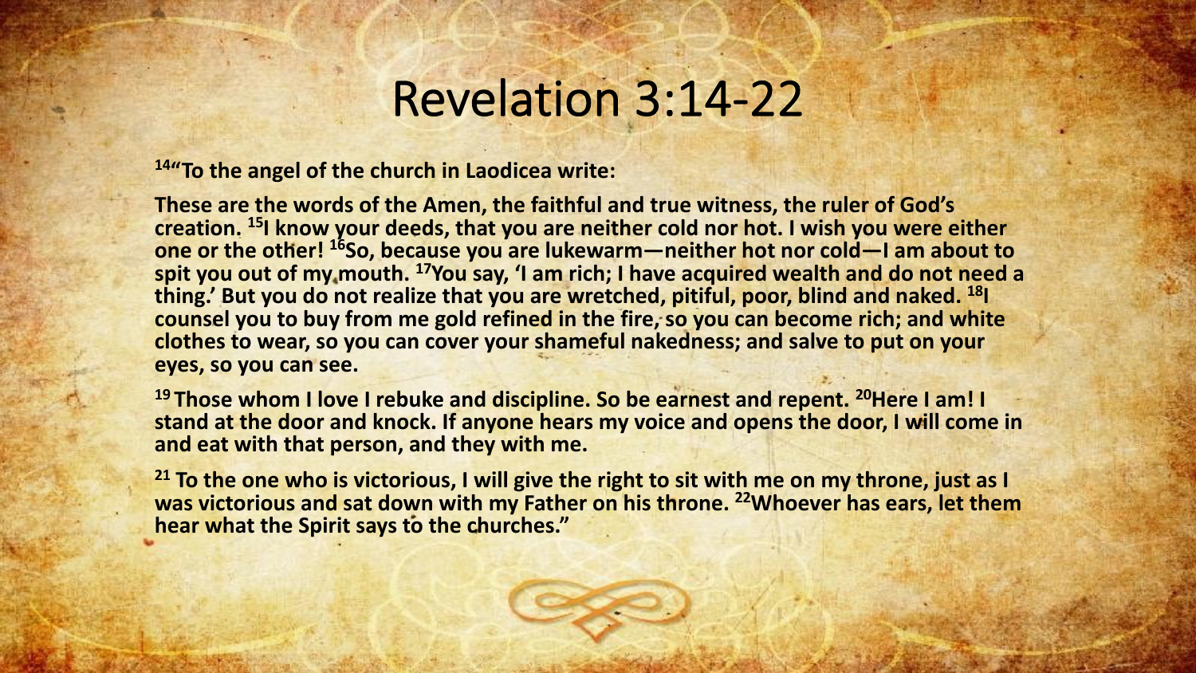# Revelation 3:14-22

**[14]"To the angel of the church in Laodicea write:**

**These are the words of the Amen, the faithful and true witness, the ruler of God's creation. [15]I know your deeds, that you are neither cold nor hot. I wish you were either one or the other! [16]So, because you are lukewarm—neither hot nor cold—I am about to spit you out of my mouth. [17]You say, 'I am rich; I have acquired wealth and do not need a thing.' But you do not realize that you are wretched, pitiful, poor, blind and naked. [18]I counsel you to buy from me gold refined in the fire, so you can become rich; and white clothes to wear, so you can cover your shameful nakedness; and salve to put on your eyes, so you can see.**

**[19] Those whom I love I rebuke and discipline. So be earnest and repent. [20]Here I am! I stand at the door and knock. If anyone hears my voice and opens the door, I will come in and eat with that person, and they with me.**

**[21] To the one who is victorious, I will give the right to sit with me on my throne, just as I was victorious and sat down with my Father on his throne. [22]Whoever has ears, let them hear what the Spirit says to the churches."**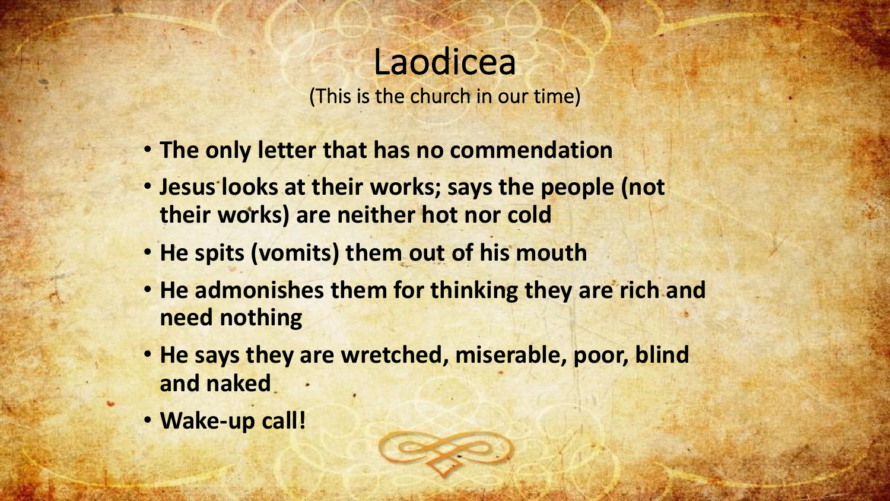# Laodicea

(This is the church in our time)

- **The only letter that has no commendation**
- **Jesus looks at their works; says the people (not their works) are neither hot nor cold**
- **He spits (vomits) them out of his mouth**
- **He admonishes them for thinking they are rich and need nothing**
- **He says they are wretched, miserable, poor, blind and naked**
- **Wake-up call!**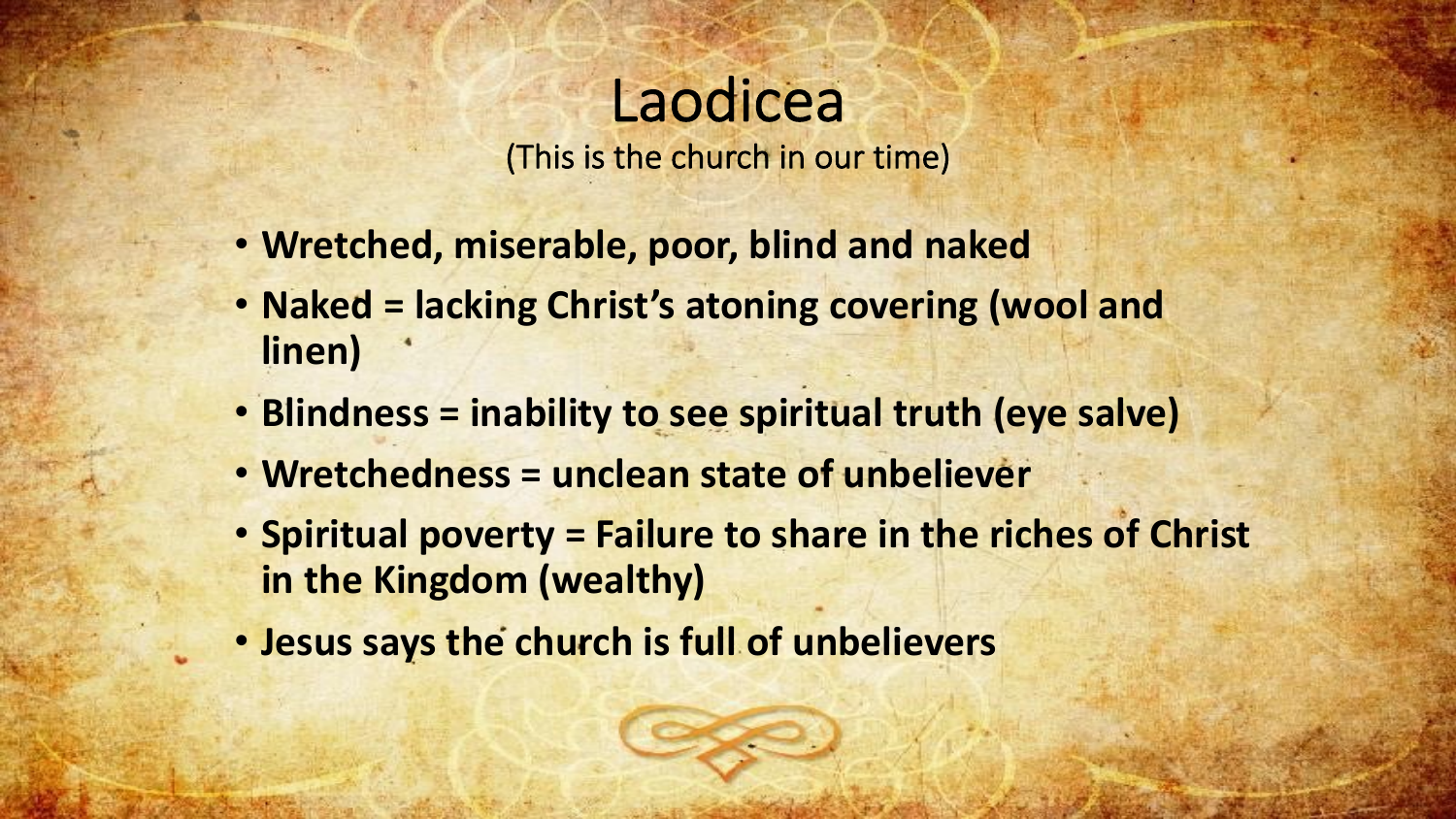# Laodicea

(This is the church in our time)

- **Wretched, miserable, poor, blind and naked**
- **Naked = lacking Christ's atoning covering (wool and linen)**
- **Blindness = inability to see spiritual truth (eye salve)**
- **Wretchedness = unclean state of unbeliever**
- **Spiritual poverty = Failure to share in the riches of Christ in the Kingdom (wealthy)**
- **Jesus says the church is full of unbelievers**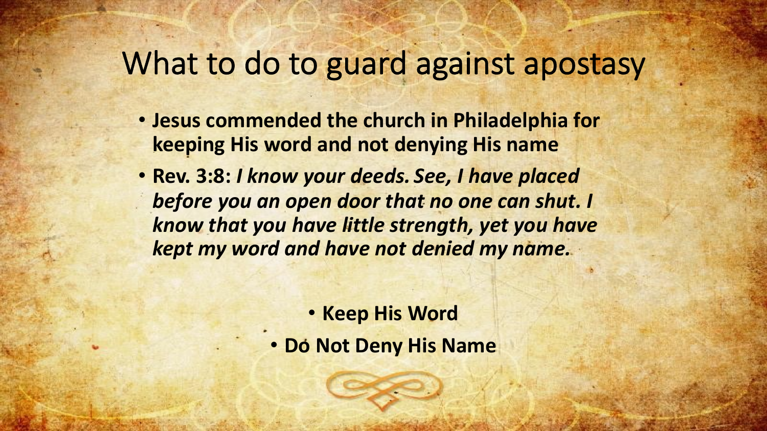# What to do to guard against apostasy

- **Jesus commended the church in Philadelphia for keeping His word and not denying His name**
- **Rev. 3:8:** ***I know your deeds. See, I have placed before you an open door that no one can shut. I know that you have little strength, yet you have kept my word and have not denied my name.***

- **Keep His Word**
- **Do Not Deny His Name**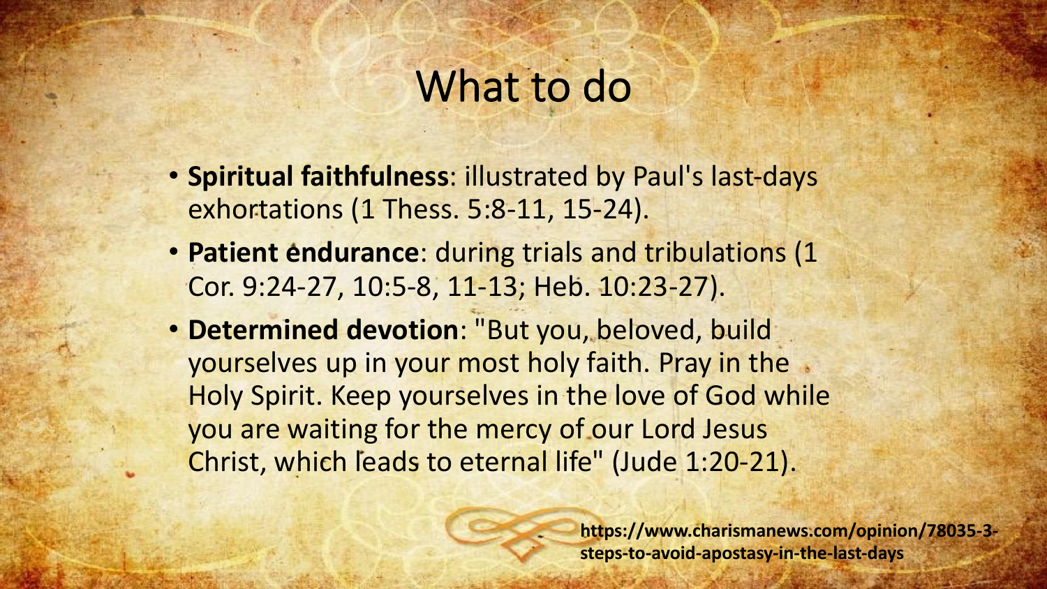# What to do

- **Spiritual faithfulness**: illustrated by Paul's last-days exhortations (1 Thess. 5:8-11, 15-24).
- **Patient endurance**: during trials and tribulations (1 Cor. 9:24-27, 10:5-8, 11-13; Heb. 10:23-27).
- **Determined devotion**: "But you, beloved, build yourselves up in your most holy faith. Pray in the Holy Spirit. Keep yourselves in the love of God while you are waiting for the mercy of our Lord Jesus Christ, which leads to eternal life" (Jude 1:20-21).

**https://www.charismanews.com/opinion/78035-3-steps-to-avoid-apostasy-in-the-last-days**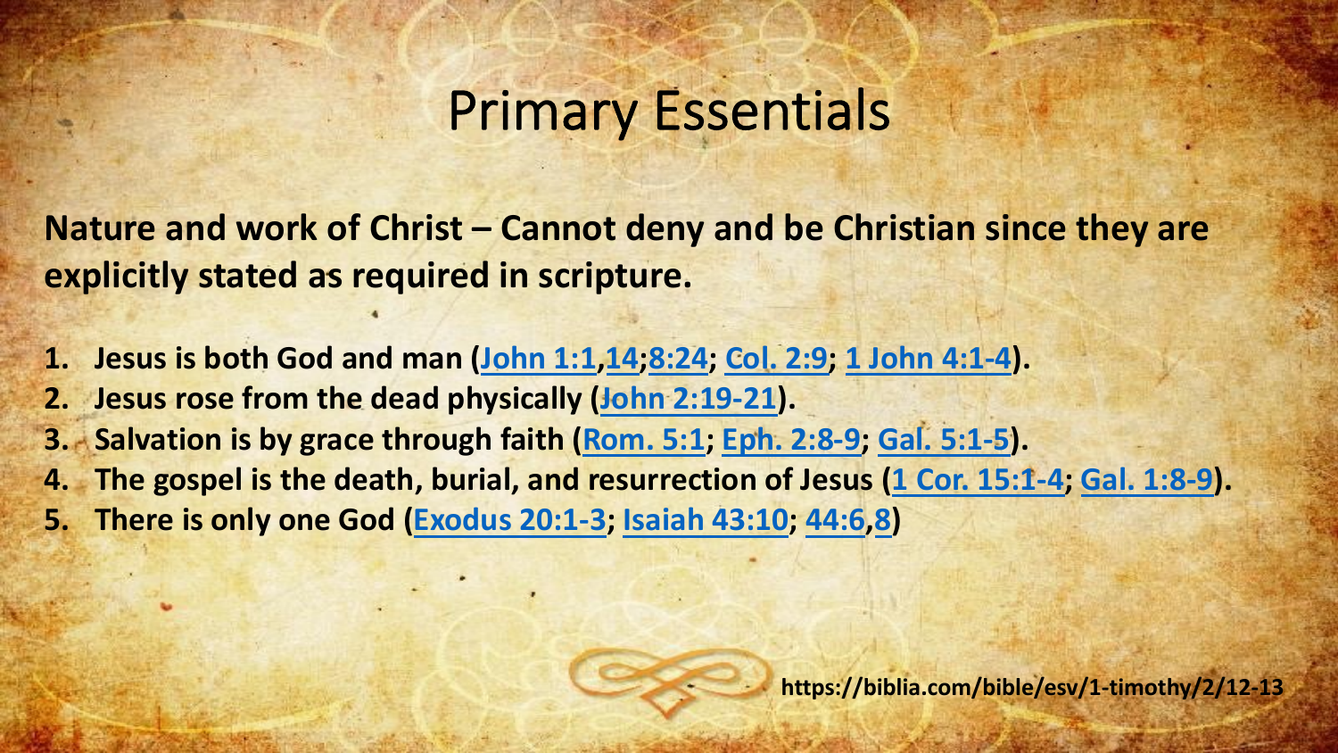# Primary Essentials

**Nature and work of Christ – Cannot deny and be Christian since they are explicitly stated as required in scripture.**

1. **Jesus is both God and man (John 1:1,14;8:24; Col. 2:9; 1 John 4:1-4).**
2. **Jesus rose from the dead physically (John 2:19-21).**
3. **Salvation is by grace through faith (Rom. 5:1; Eph. 2:8-9; Gal. 5:1-5).**
4. **The gospel is the death, burial, and resurrection of Jesus (1 Cor. 15:1-4; Gal. 1:8-9).**
5. **There is only one God (Exodus 20:1-3; Isaiah 43:10; 44:6,8)**

**https://biblia.com/bible/esv/1-timothy/2/12-13**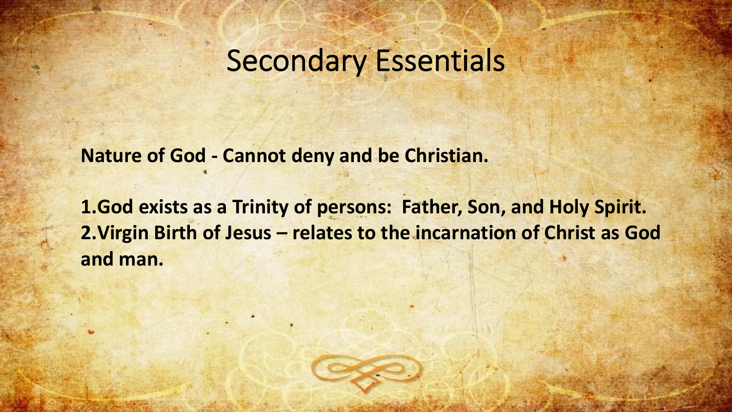# Secondary Essentials

**Nature of God - Cannot deny and be Christian.**

1. **God exists as a Trinity of persons: Father, Son, and Holy Spirit.**
2. **Virgin Birth of Jesus – relates to the incarnation of Christ as God and man.**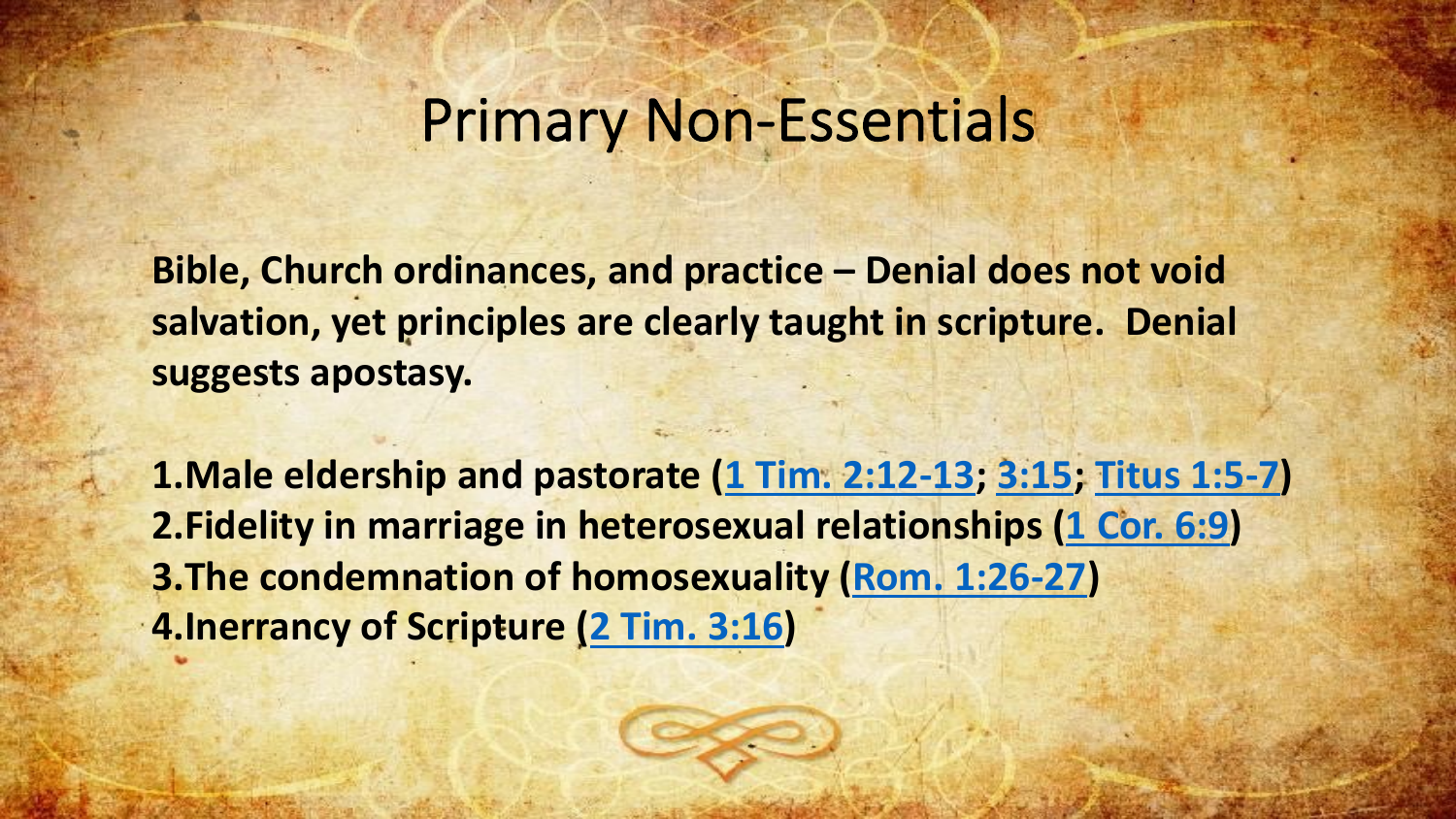# Primary Non-Essentials

**Bible, Church ordinances, and practice – Denial does not void salvation, yet principles are clearly taught in scripture. Denial suggests apostasy.**

1. **Male eldership and pastorate (1 Tim. 2:12-13; 3:15; Titus 1:5-7)**
2. **Fidelity in marriage in heterosexual relationships (1 Cor. 6:9)**
3. **The condemnation of homosexuality (Rom. 1:26-27)**
4. **Inerrancy of Scripture (2 Tim. 3:16)**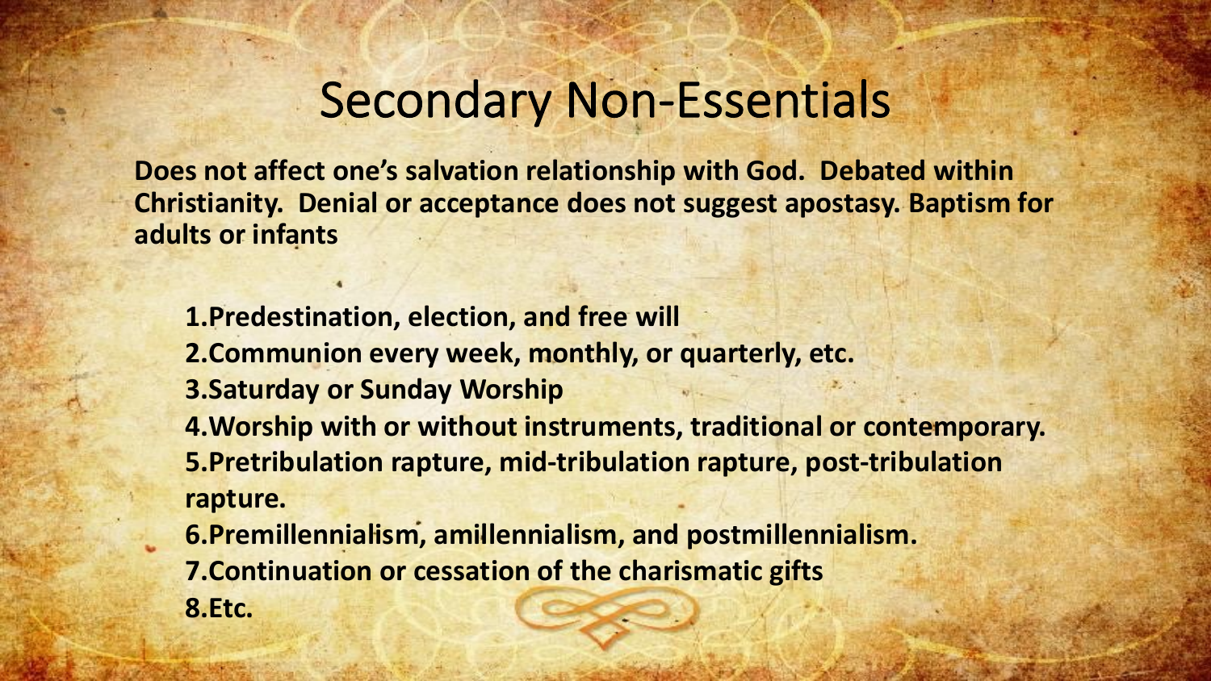# Secondary Non-Essentials

**Does not affect one's salvation relationship with God. Debated within Christianity. Denial or acceptance does not suggest apostasy. Baptism for adults or infants**

1. **Predestination, election, and free will**
2. **Communion every week, monthly, or quarterly, etc.**
3. **Saturday or Sunday Worship**
4. **Worship with or without instruments, traditional or contemporary.**
5. **Pretribulation rapture, mid-tribulation rapture, post-tribulation rapture.**
6. **Premillennialism, amillennialism, and postmillennialism.**
7. **Continuation or cessation of the charismatic gifts**
8. **Etc.**